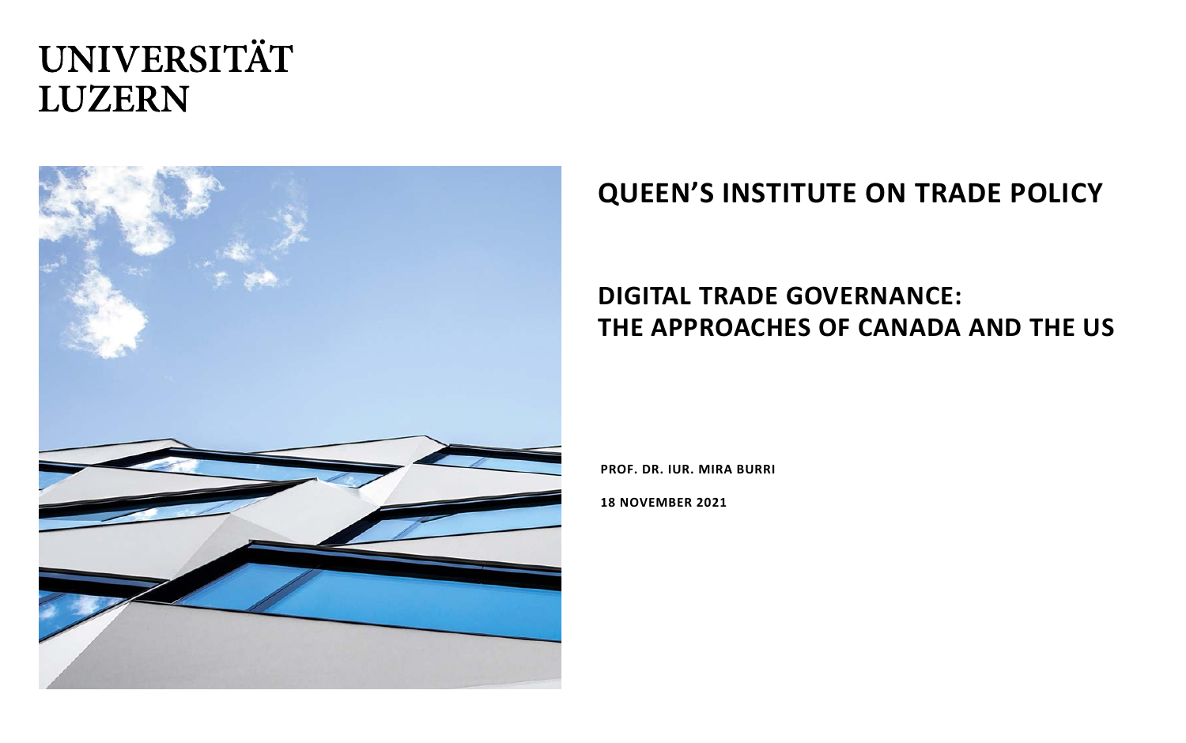UNIVERSITÄT
LUZERN

# QUEEN'S INSTITUTE ON TRADE POLICY

## DIGITAL TRADE GOVERNANCE: THE APPROACHES OF CANADA AND THE US

**PROF. DR. IUR. MIRA BURRI**

**18 NOVEMBER 2021**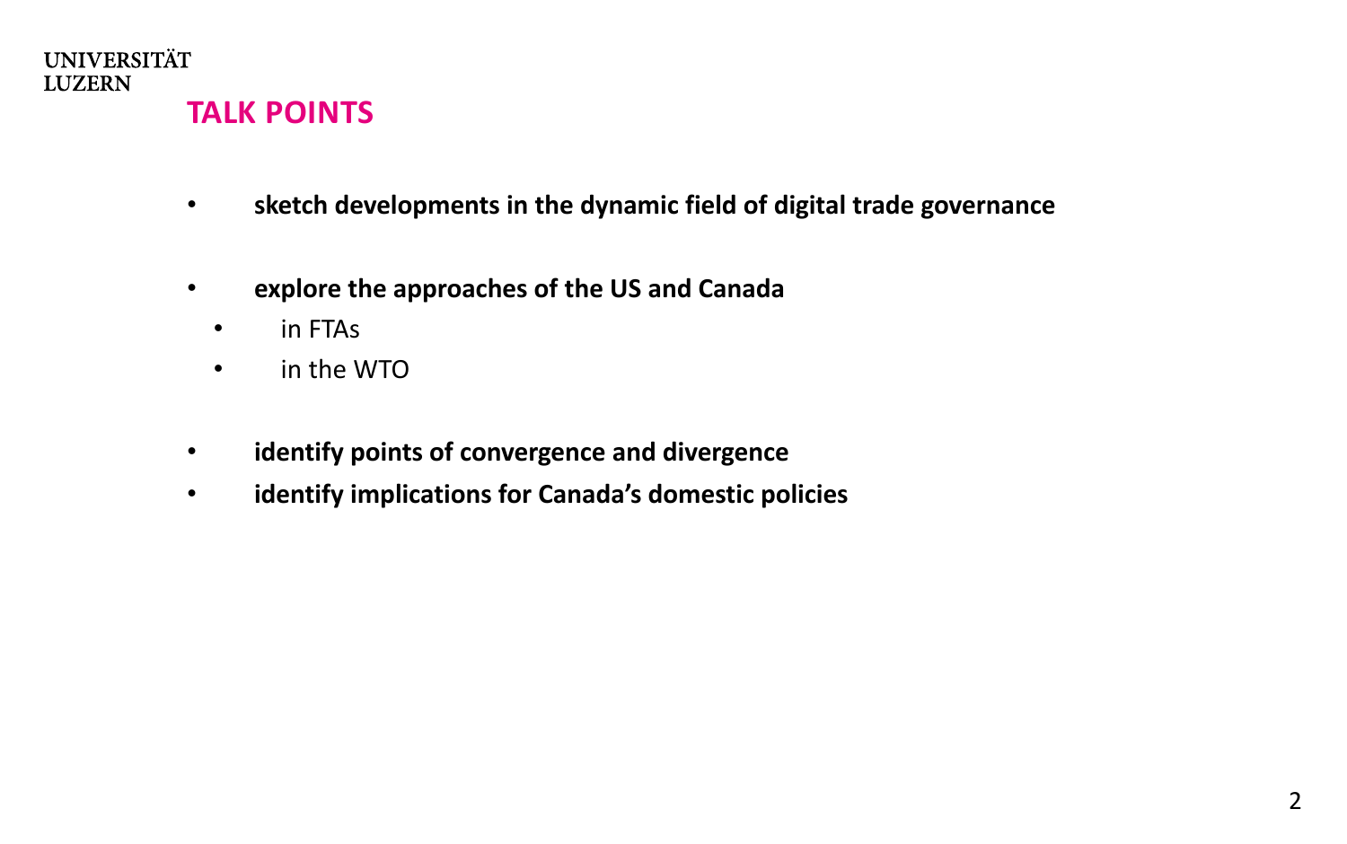## TALK POINTS

- **sketch developments in the dynamic field of digital trade governance**
- **explore the approaches of the US and Canada**
  - in FTAs
  - in the WTO
- **identify points of convergence and divergence**
- **identify implications for Canada's domestic policies**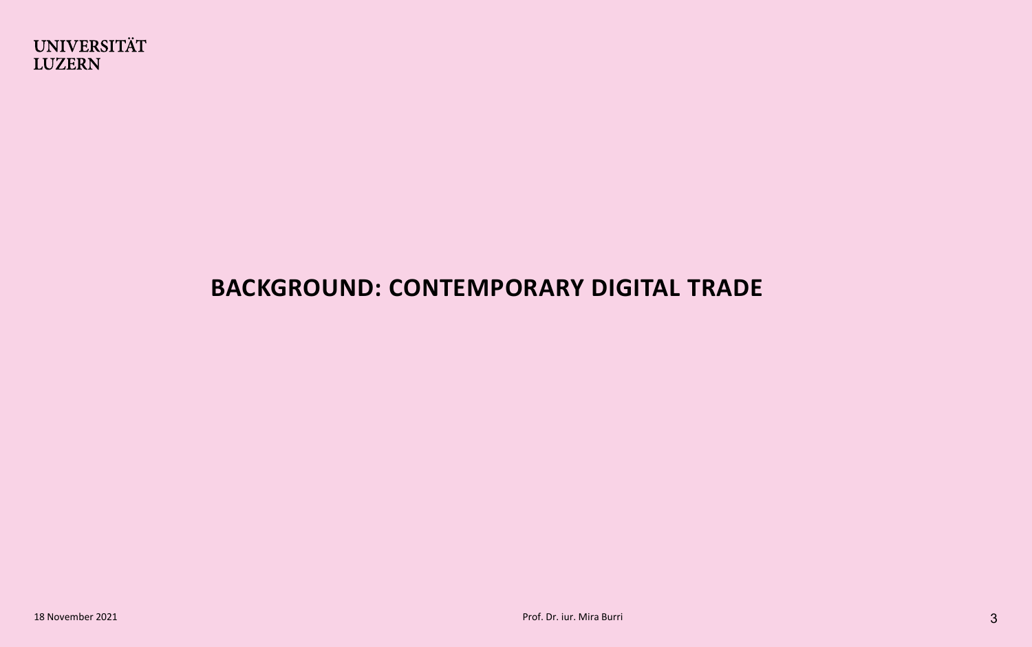# BACKGROUND: CONTEMPORARY DIGITAL TRADE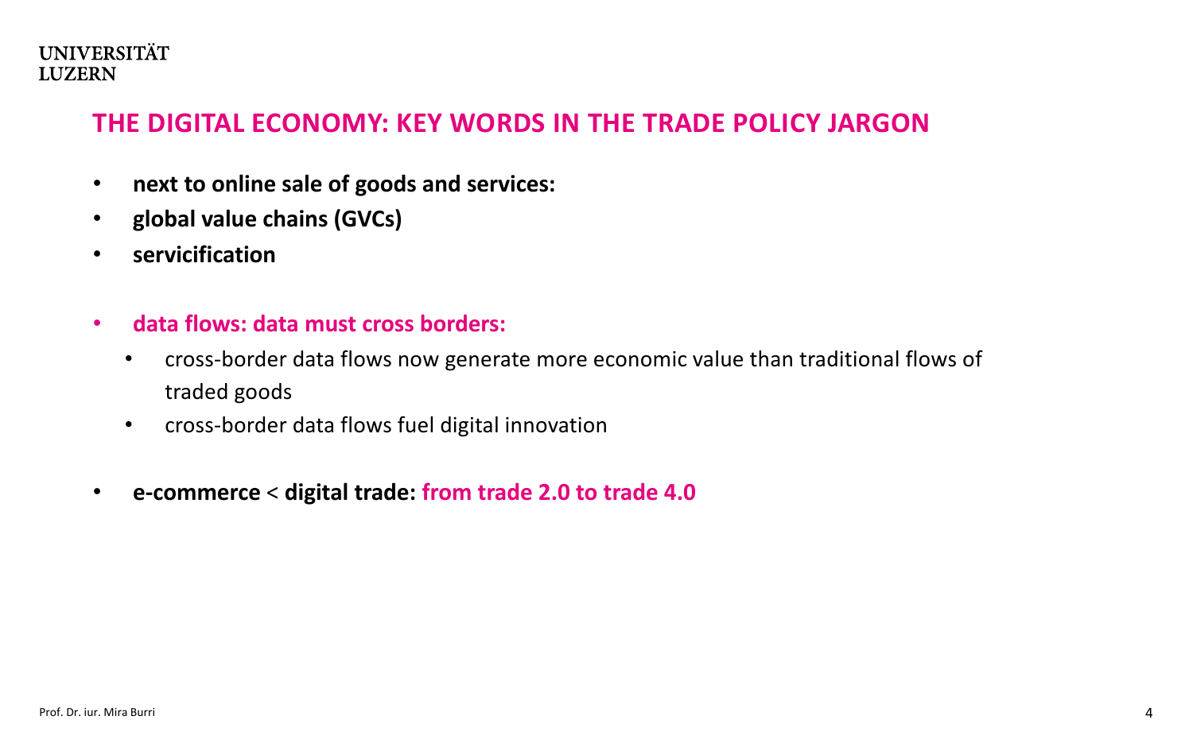## THE DIGITAL ECONOMY: KEY WORDS IN THE TRADE POLICY JARGON

- **next to online sale of goods and services:**
- **global value chains (GVCs)**
- **servicification**

- **data flows: data must cross borders:**
  - cross-border data flows now generate more economic value than traditional flows of traded goods
  - cross-border data flows fuel digital innovation

- **e-commerce** < **digital trade: from trade 2.0 to trade 4.0**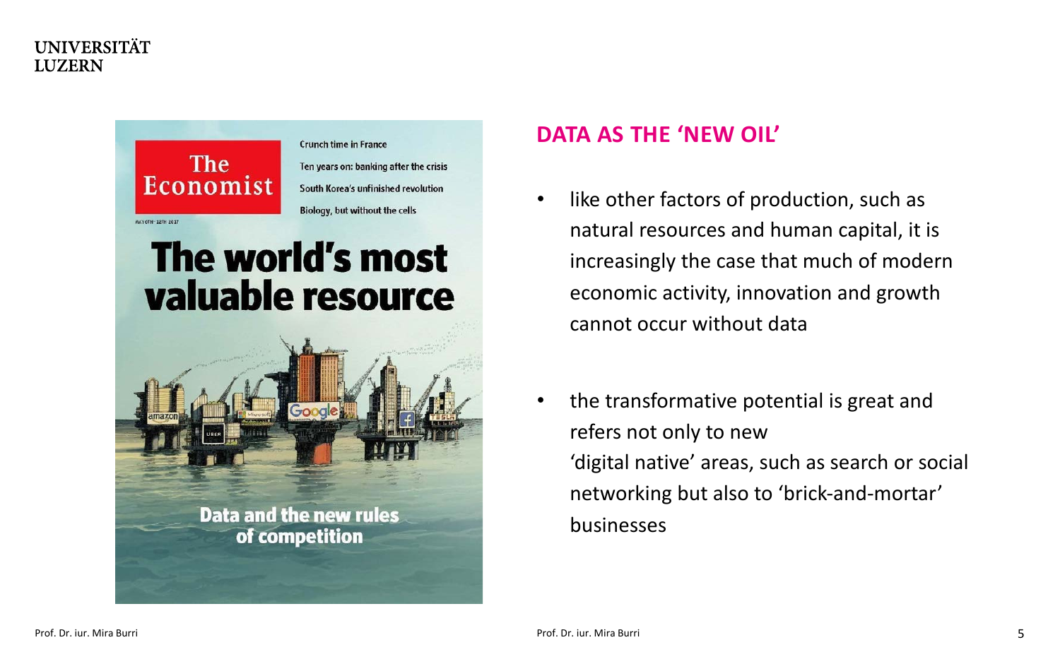## DATA AS THE 'NEW OIL'

- like other factors of production, such as natural resources and human capital, it is increasingly the case that much of modern economic activity, innovation and growth cannot occur without data

- the transformative potential is great and refers not only to new 'digital native' areas, such as search or social networking but also to 'brick-and-mortar' businesses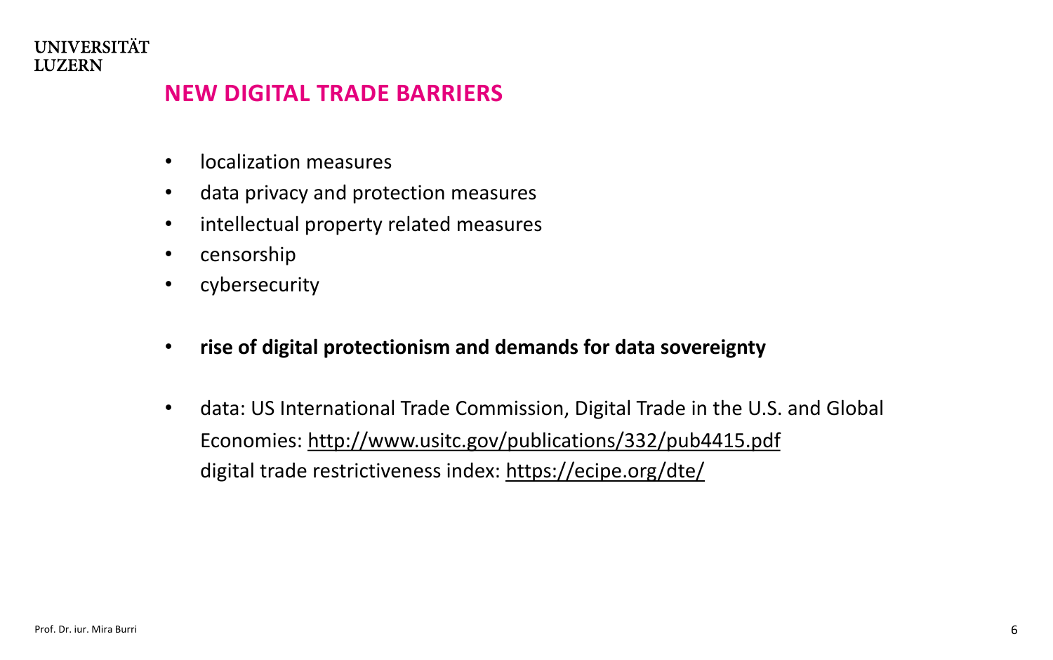## NEW DIGITAL TRADE BARRIERS

- localization measures
- data privacy and protection measures
- intellectual property related measures
- censorship
- cybersecurity

- **rise of digital protectionism and demands for data sovereignty**

- data: US International Trade Commission, Digital Trade in the U.S. and Global Economies: http://www.usitc.gov/publications/332/pub4415.pdf
  digital trade restrictiveness index: https://ecipe.org/dte/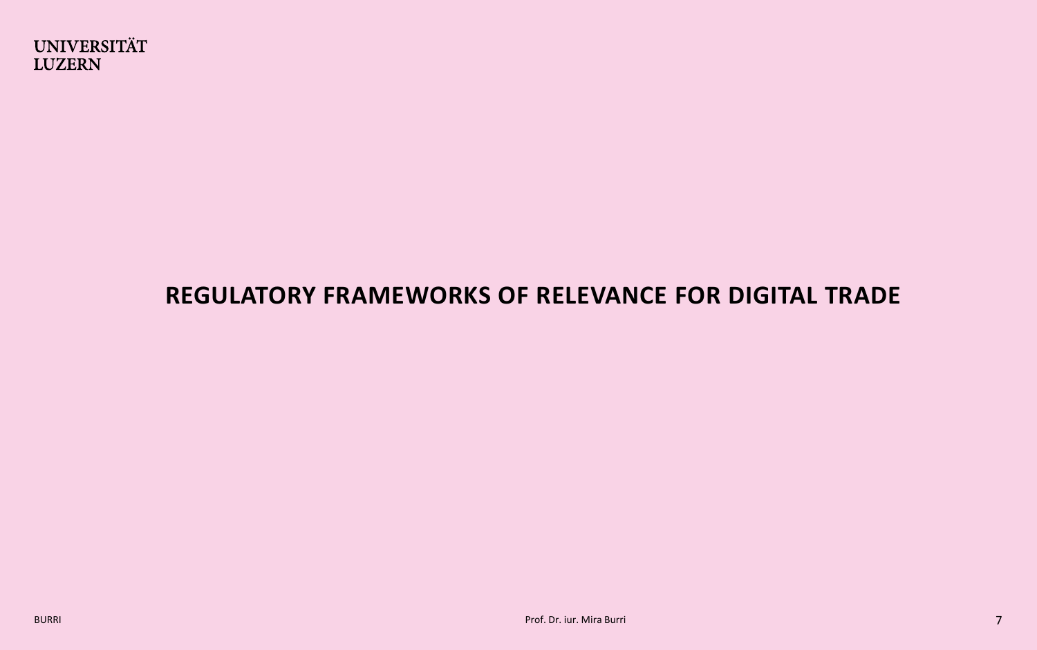# REGULATORY FRAMEWORKS OF RELEVANCE FOR DIGITAL TRADE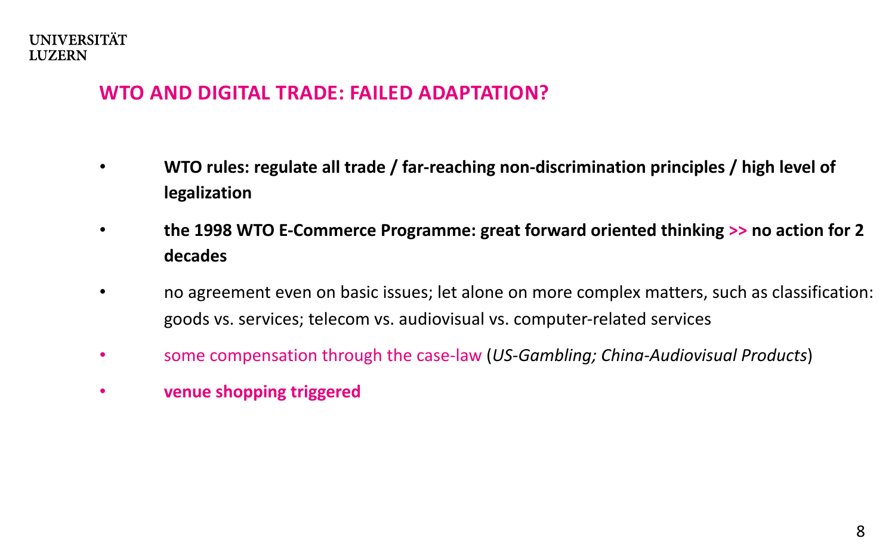## WTO AND DIGITAL TRADE: FAILED ADAPTATION?

- **WTO rules: regulate all trade / far-reaching non-discrimination principles / high level of legalization**
- **the 1998 WTO E-Commerce Programme: great forward oriented thinking >> no action for 2 decades**
- no agreement even on basic issues; let alone on more complex matters, such as classification: goods vs. services; telecom vs. audiovisual vs. computer-related services
- some compensation through the case-law (*US-Gambling; China-Audiovisual Products*)
- **venue shopping triggered**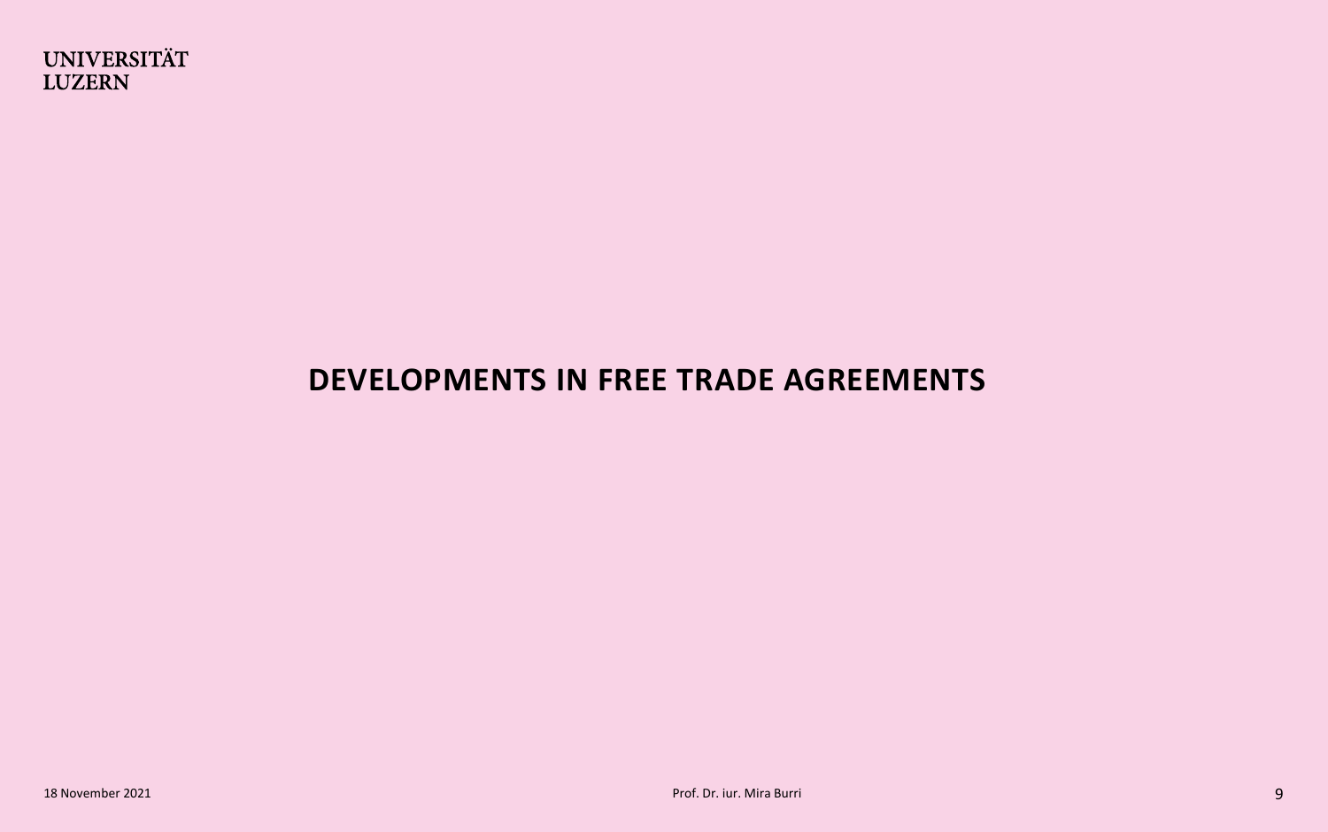# DEVELOPMENTS IN FREE TRADE AGREEMENTS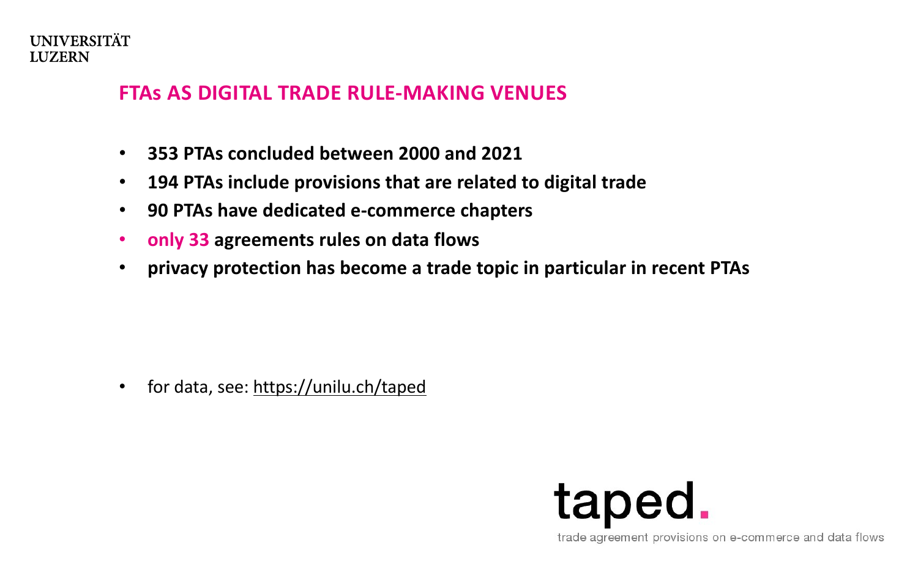## FTAs AS DIGITAL TRADE RULE-MAKING VENUES

- **353 PTAs concluded between 2000 and 2021**
- **194 PTAs include provisions that are related to digital trade**
- **90 PTAs have dedicated e-commerce chapters**
- **only 33 agreements rules on data flows**
- **privacy protection has become a trade topic in particular in recent PTAs**

- for data, see: https://unilu.ch/taped

taped.

trade agreement provisions on e-commerce and data flows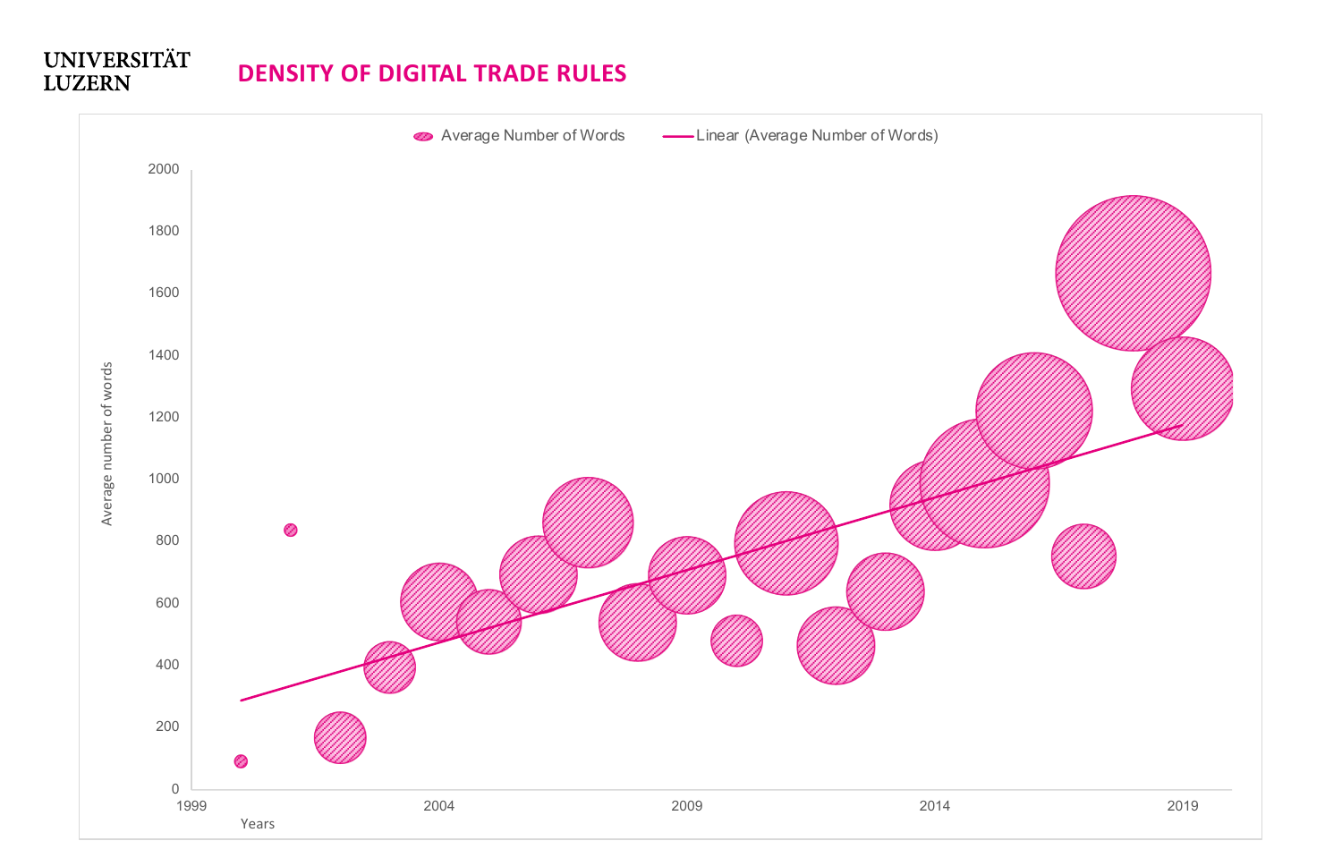UNIVERSITÄT
LUZERN

## DENSITY OF DIGITAL TRADE RULES

Average Number of Words — Linear (Average Number of Words)

Average number of words: 0, 200, 400, 600, 800, 1000, 1200, 1400, 1600, 1800, 2000

Years: 1999, 2004, 2009, 2014, 2019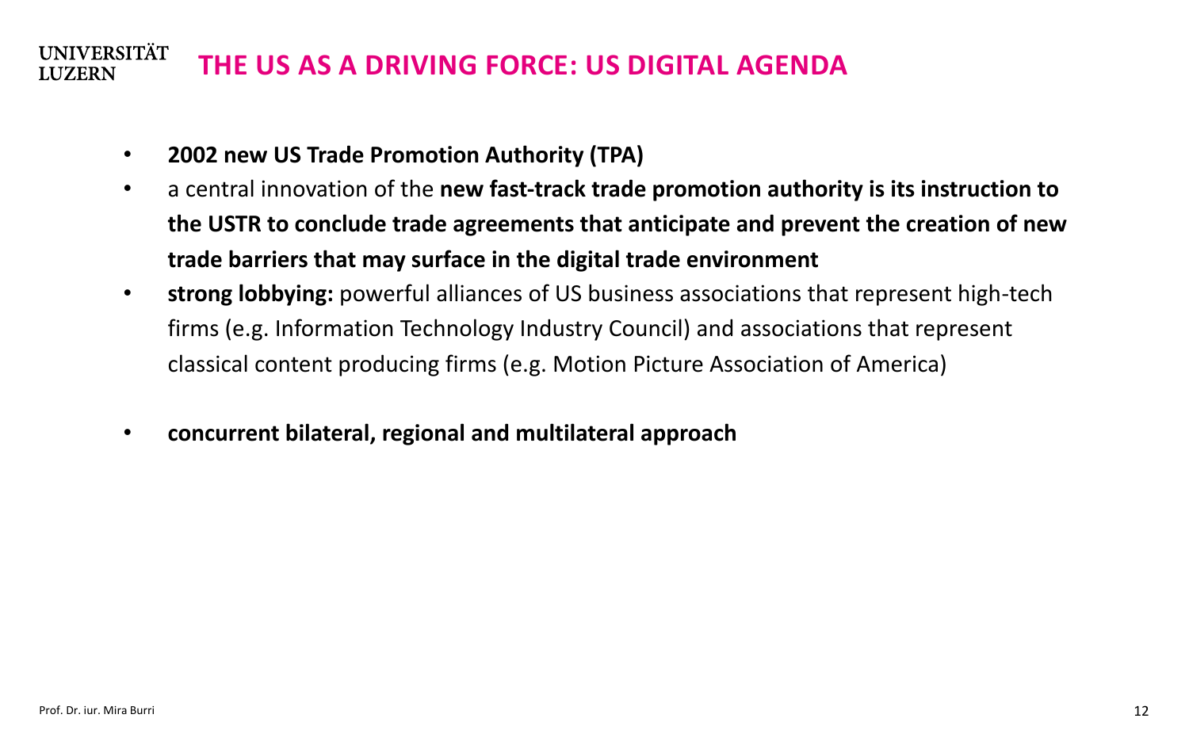# THE US AS A DRIVING FORCE: US DIGITAL AGENDA

- **2002 new US Trade Promotion Authority (TPA)**
- a central innovation of the **new fast-track trade promotion authority is its instruction to the USTR to conclude trade agreements that anticipate and prevent the creation of new trade barriers that may surface in the digital trade environment**
- **strong lobbying:** powerful alliances of US business associations that represent high-tech firms (e.g. Information Technology Industry Council) and associations that represent classical content producing firms (e.g. Motion Picture Association of America)

- **concurrent bilateral, regional and multilateral approach**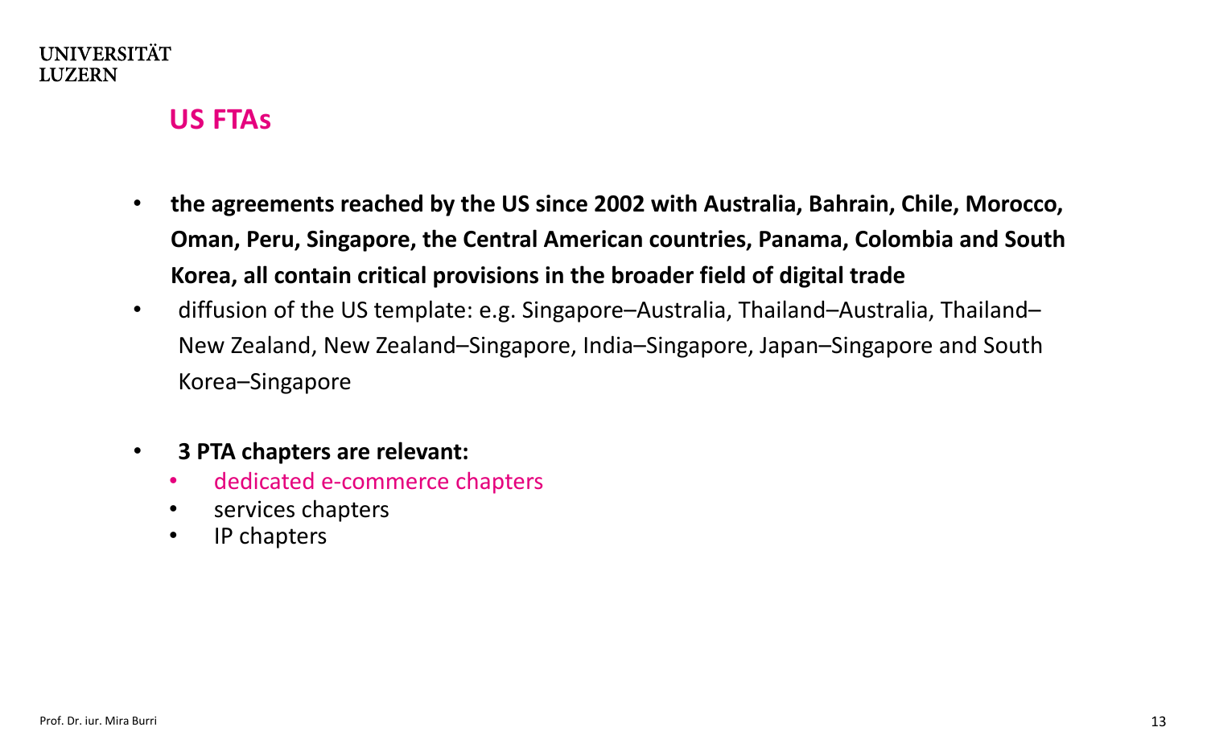## US FTAs

- **the agreements reached by the US since 2002 with Australia, Bahrain, Chile, Morocco, Oman, Peru, Singapore, the Central American countries, Panama, Colombia and South Korea, all contain critical provisions in the broader field of digital trade**
- diffusion of the US template: e.g. Singapore–Australia, Thailand–Australia, Thailand–New Zealand, New Zealand–Singapore, India–Singapore, Japan–Singapore and South Korea–Singapore

- **3 PTA chapters are relevant:**
  - dedicated e-commerce chapters
  - services chapters
  - IP chapters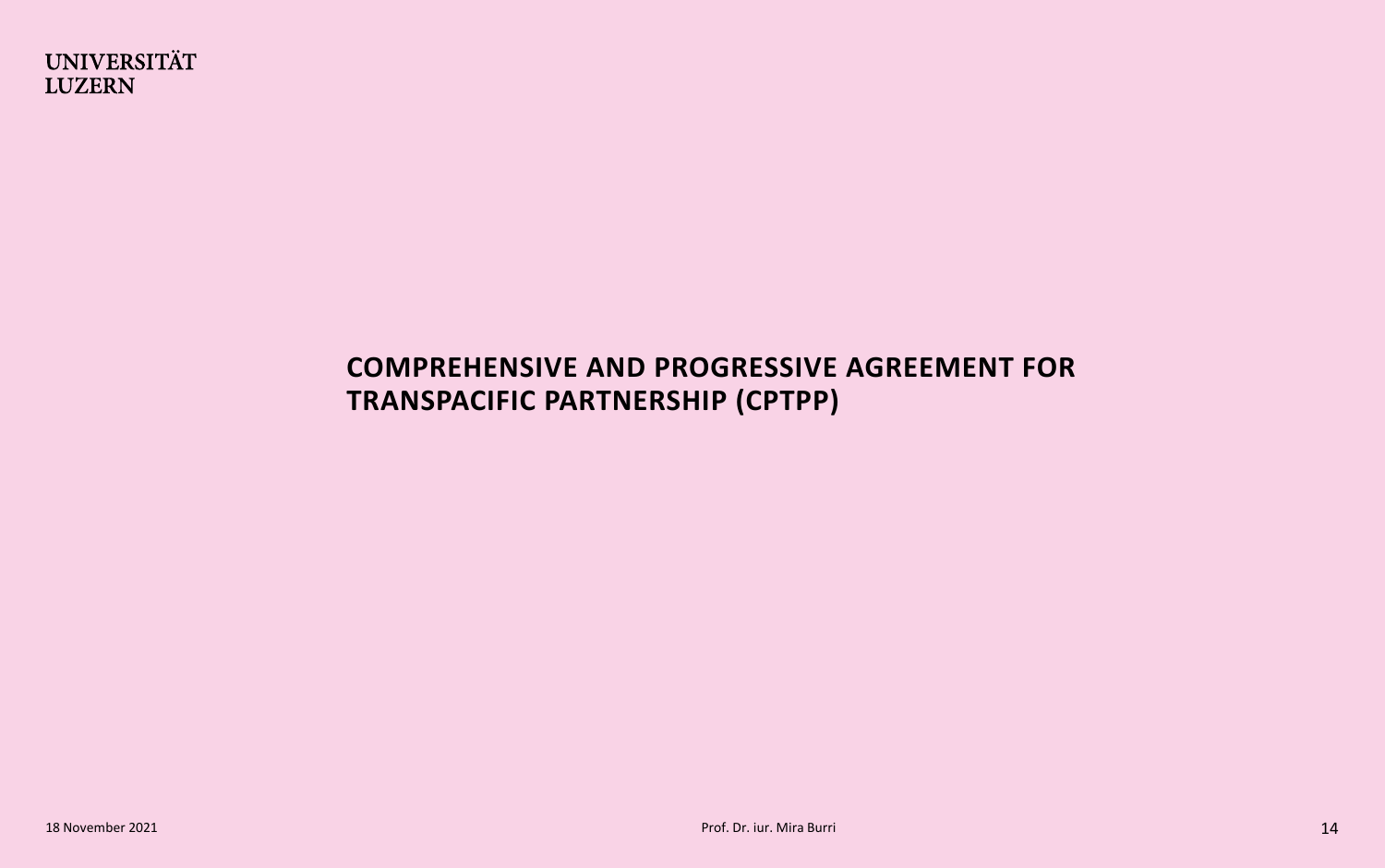# COMPREHENSIVE AND PROGRESSIVE AGREEMENT FOR TRANSPACIFIC PARTNERSHIP (CPTPP)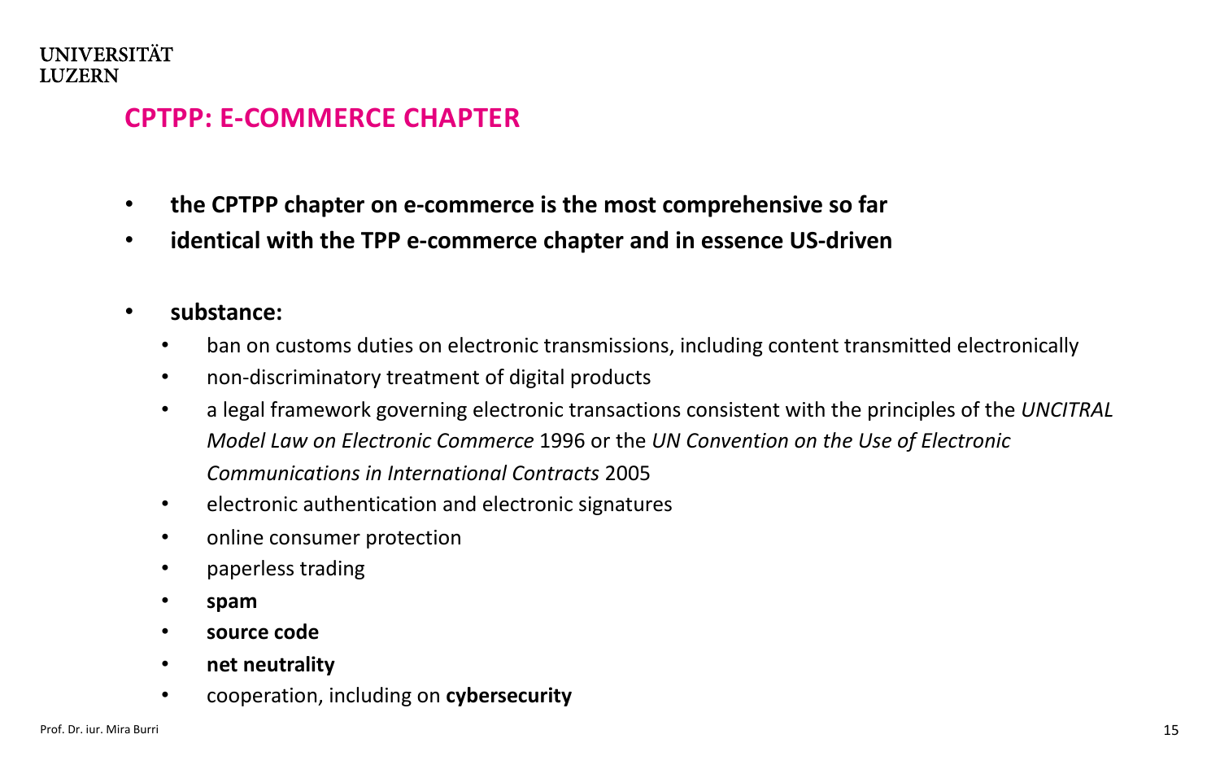## CPTPP: E-COMMERCE CHAPTER

- **the CPTPP chapter on e-commerce is the most comprehensive so far**
- **identical with the TPP e-commerce chapter and in essence US-driven**

- **substance:**
  - ban on customs duties on electronic transmissions, including content transmitted electronically
  - non-discriminatory treatment of digital products
  - a legal framework governing electronic transactions consistent with the principles of the *UNCITRAL Model Law on Electronic Commerce* 1996 or the *UN Convention on the Use of Electronic Communications in International Contracts* 2005
  - electronic authentication and electronic signatures
  - online consumer protection
  - paperless trading
  - **spam**
  - **source code**
  - **net neutrality**
  - cooperation, including on **cybersecurity**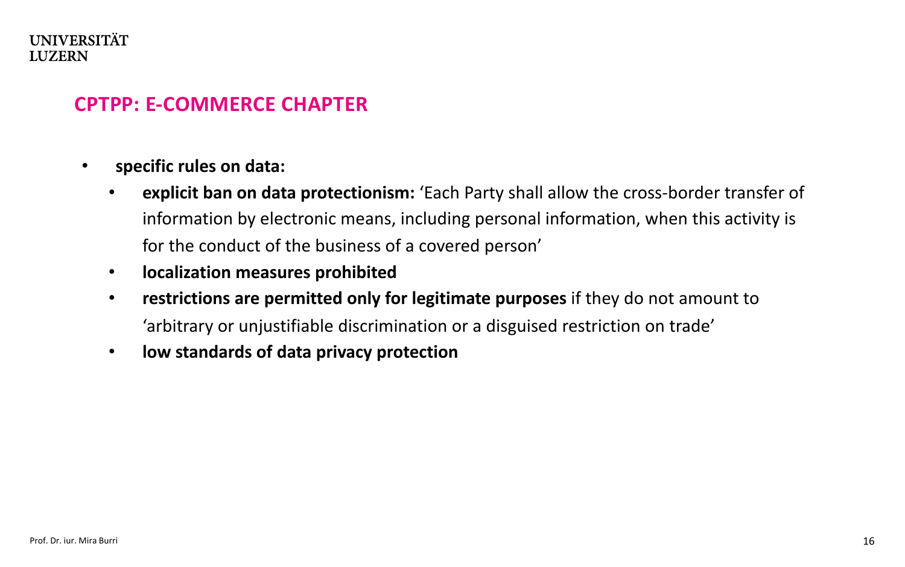## CPTPP: E-COMMERCE CHAPTER

- **specific rules on data:**
  - **explicit ban on data protectionism:** 'Each Party shall allow the cross-border transfer of information by electronic means, including personal information, when this activity is for the conduct of the business of a covered person'
  - **localization measures prohibited**
  - **restrictions are permitted only for legitimate purposes** if they do not amount to 'arbitrary or unjustifiable discrimination or a disguised restriction on trade'
  - **low standards of data privacy protection**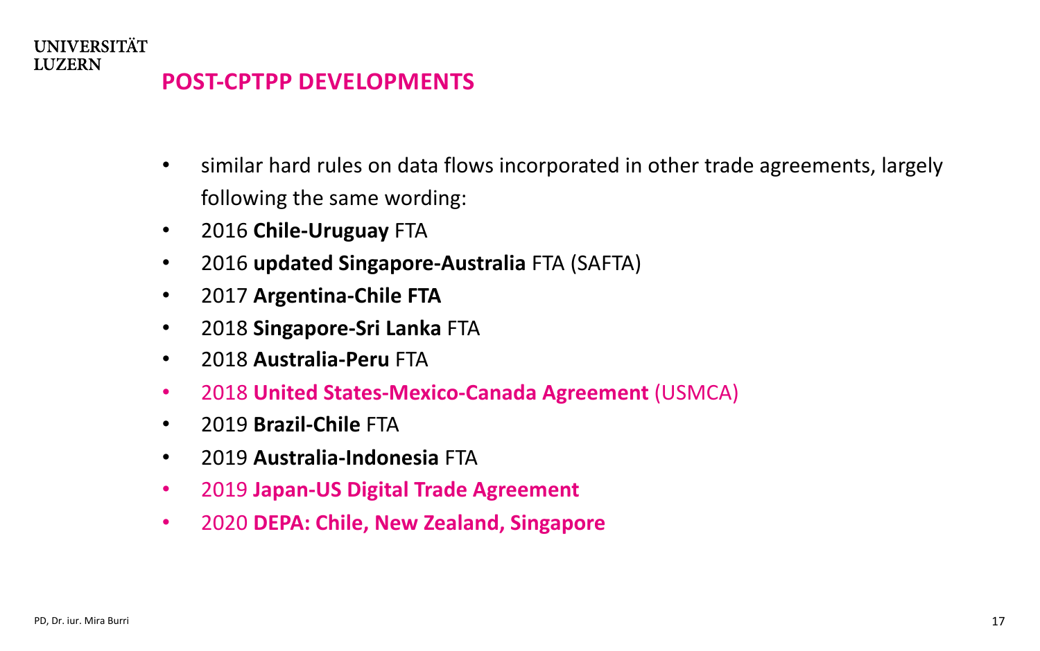## POST-CPTPP DEVELOPMENTS

- similar hard rules on data flows incorporated in other trade agreements, largely following the same wording:
- 2016 **Chile-Uruguay** FTA
- 2016 **updated Singapore-Australia** FTA (SAFTA)
- 2017 **Argentina-Chile FTA**
- 2018 **Singapore-Sri Lanka** FTA
- 2018 **Australia-Peru** FTA
- 2018 **United States-Mexico-Canada Agreement** (USMCA)
- 2019 **Brazil-Chile** FTA
- 2019 **Australia-Indonesia** FTA
- 2019 **Japan-US Digital Trade Agreement**
- 2020 **DEPA: Chile, New Zealand, Singapore**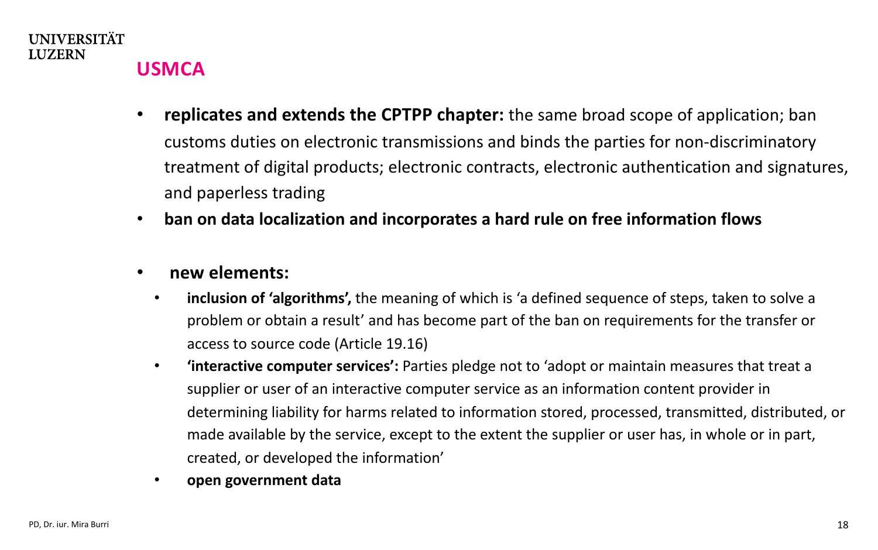# USMCA

- **replicates and extends the CPTPP chapter:** the same broad scope of application; ban customs duties on electronic transmissions and binds the parties for non-discriminatory treatment of digital products; electronic contracts, electronic authentication and signatures, and paperless trading
- **ban on data localization and incorporates a hard rule on free information flows**

- **new elements:**
  - **inclusion of 'algorithms',** the meaning of which is 'a defined sequence of steps, taken to solve a problem or obtain a result' and has become part of the ban on requirements for the transfer or access to source code (Article 19.16)
  - **'interactive computer services':** Parties pledge not to 'adopt or maintain measures that treat a supplier or user of an interactive computer service as an information content provider in determining liability for harms related to information stored, processed, transmitted, distributed, or made available by the service, except to the extent the supplier or user has, in whole or in part, created, or developed the information'
  - **open government data**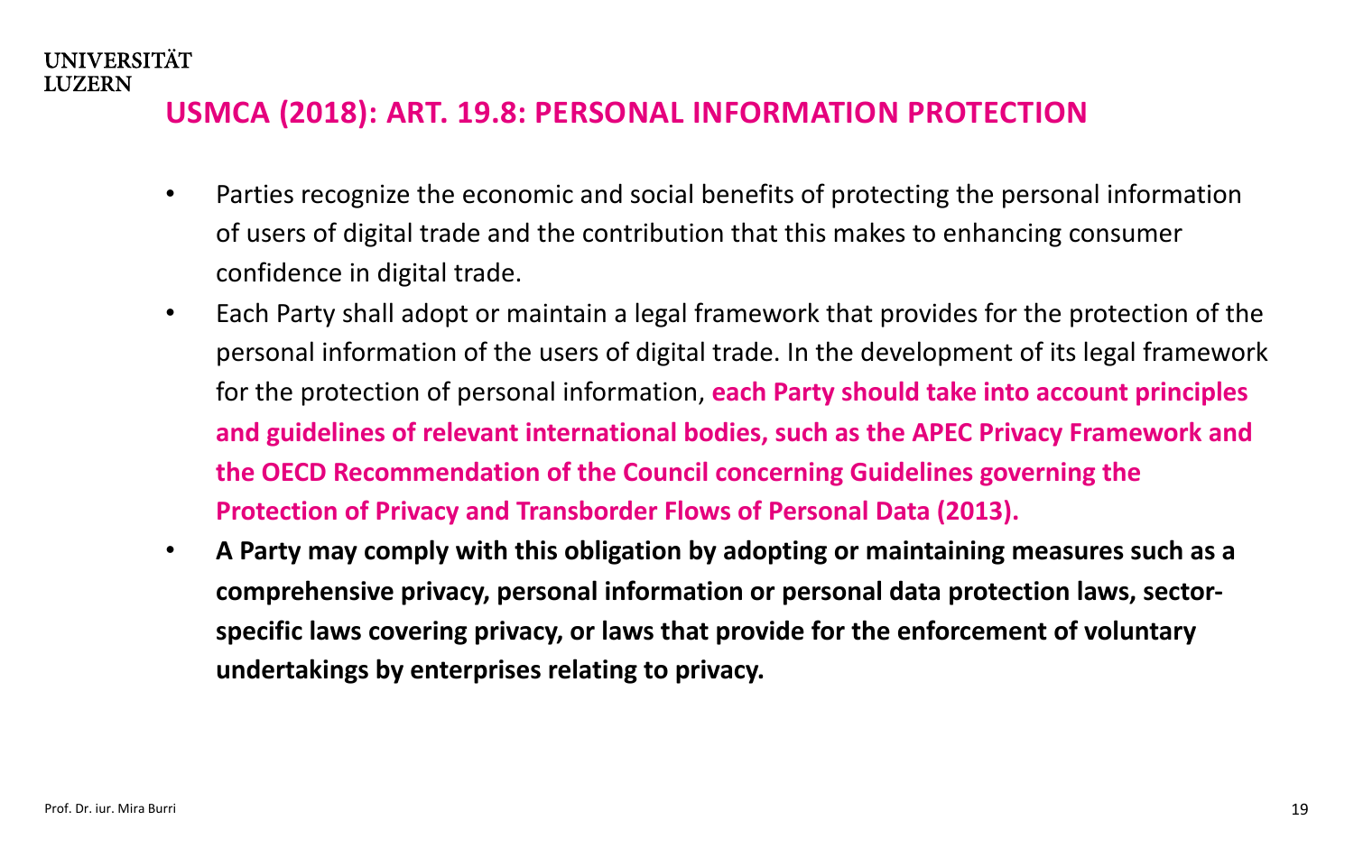## USMCA (2018): ART. 19.8: PERSONAL INFORMATION PROTECTION

- Parties recognize the economic and social benefits of protecting the personal information of users of digital trade and the contribution that this makes to enhancing consumer confidence in digital trade.
- Each Party shall adopt or maintain a legal framework that provides for the protection of the personal information of the users of digital trade. In the development of its legal framework for the protection of personal information, **each Party should take into account principles and guidelines of relevant international bodies, such as the APEC Privacy Framework and the OECD Recommendation of the Council concerning Guidelines governing the Protection of Privacy and Transborder Flows of Personal Data (2013).**
- **A Party may comply with this obligation by adopting or maintaining measures such as a comprehensive privacy, personal information or personal data protection laws, sector-specific laws covering privacy, or laws that provide for the enforcement of voluntary undertakings by enterprises relating to privacy.**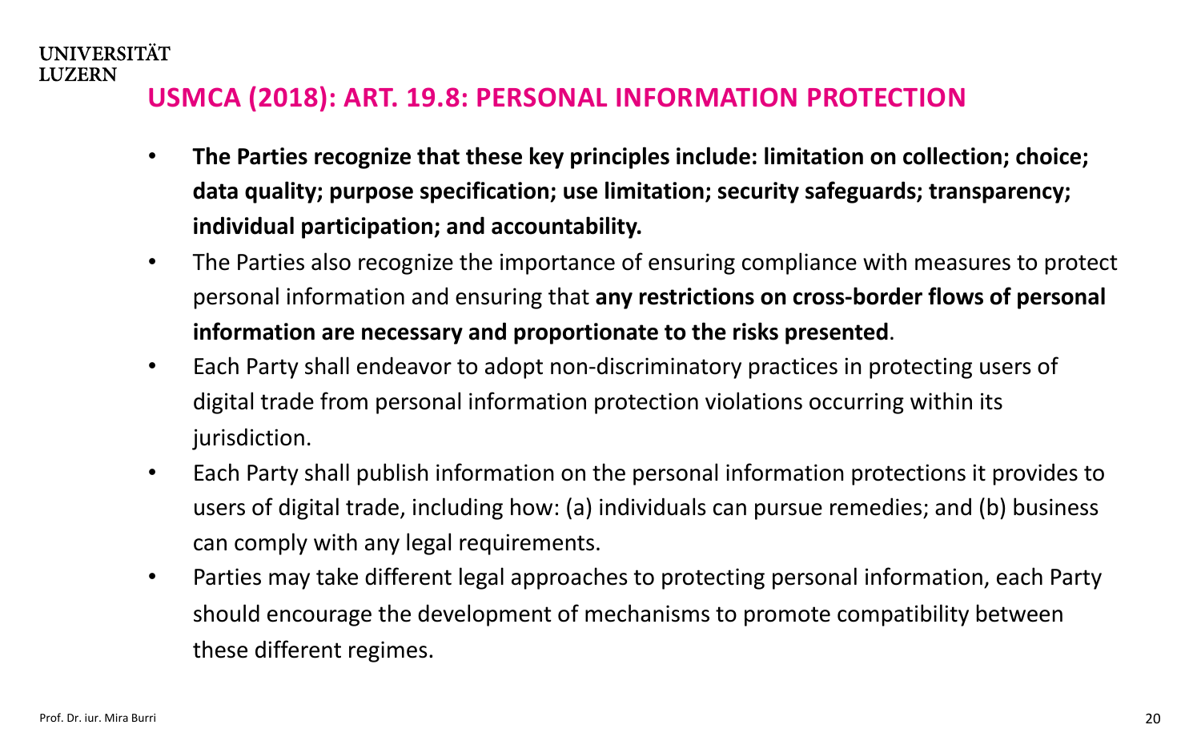## USMCA (2018): ART. 19.8: PERSONAL INFORMATION PROTECTION

- **The Parties recognize that these key principles include: limitation on collection; choice; data quality; purpose specification; use limitation; security safeguards; transparency; individual participation; and accountability.**
- The Parties also recognize the importance of ensuring compliance with measures to protect personal information and ensuring that **any restrictions on cross-border flows of personal information are necessary and proportionate to the risks presented**.
- Each Party shall endeavor to adopt non-discriminatory practices in protecting users of digital trade from personal information protection violations occurring within its jurisdiction.
- Each Party shall publish information on the personal information protections it provides to users of digital trade, including how: (a) individuals can pursue remedies; and (b) business can comply with any legal requirements.
- Parties may take different legal approaches to protecting personal information, each Party should encourage the development of mechanisms to promote compatibility between these different regimes.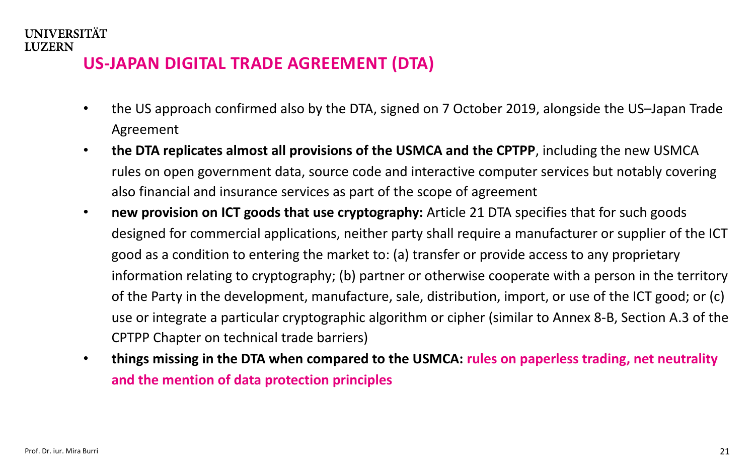## US-JAPAN DIGITAL TRADE AGREEMENT (DTA)

- the US approach confirmed also by the DTA, signed on 7 October 2019, alongside the US–Japan Trade Agreement
- **the DTA replicates almost all provisions of the USMCA and the CPTPP**, including the new USMCA rules on open government data, source code and interactive computer services but notably covering also financial and insurance services as part of the scope of agreement
- **new provision on ICT goods that use cryptography:** Article 21 DTA specifies that for such goods designed for commercial applications, neither party shall require a manufacturer or supplier of the ICT good as a condition to entering the market to: (a) transfer or provide access to any proprietary information relating to cryptography; (b) partner or otherwise cooperate with a person in the territory of the Party in the development, manufacture, sale, distribution, import, or use of the ICT good; or (c) use or integrate a particular cryptographic algorithm or cipher (similar to Annex 8-B, Section A.3 of the CPTPP Chapter on technical trade barriers)
- **things missing in the DTA when compared to the USMCA: rules on paperless trading, net neutrality and the mention of data protection principles**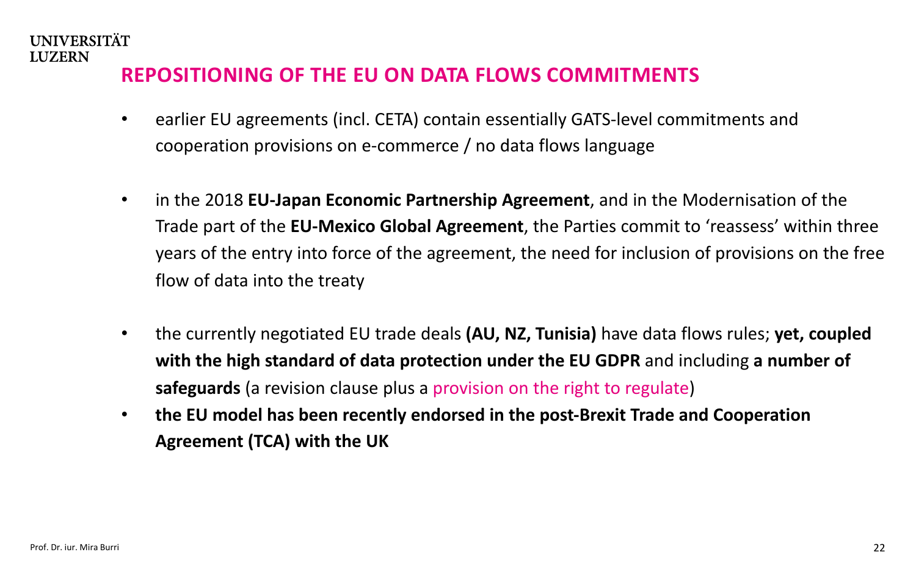## REPOSITIONING OF THE EU ON DATA FLOWS COMMITMENTS

- earlier EU agreements (incl. CETA) contain essentially GATS-level commitments and cooperation provisions on e-commerce / no data flows language
- in the 2018 **EU-Japan Economic Partnership Agreement**, and in the Modernisation of the Trade part of the **EU-Mexico Global Agreement**, the Parties commit to 'reassess' within three years of the entry into force of the agreement, the need for inclusion of provisions on the free flow of data into the treaty
- the currently negotiated EU trade deals **(AU, NZ, Tunisia)** have data flows rules; **yet, coupled with the high standard of data protection under the EU GDPR** and including **a number of safeguards** (a revision clause plus a provision on the right to regulate)
- **the EU model has been recently endorsed in the post-Brexit Trade and Cooperation Agreement (TCA) with the UK**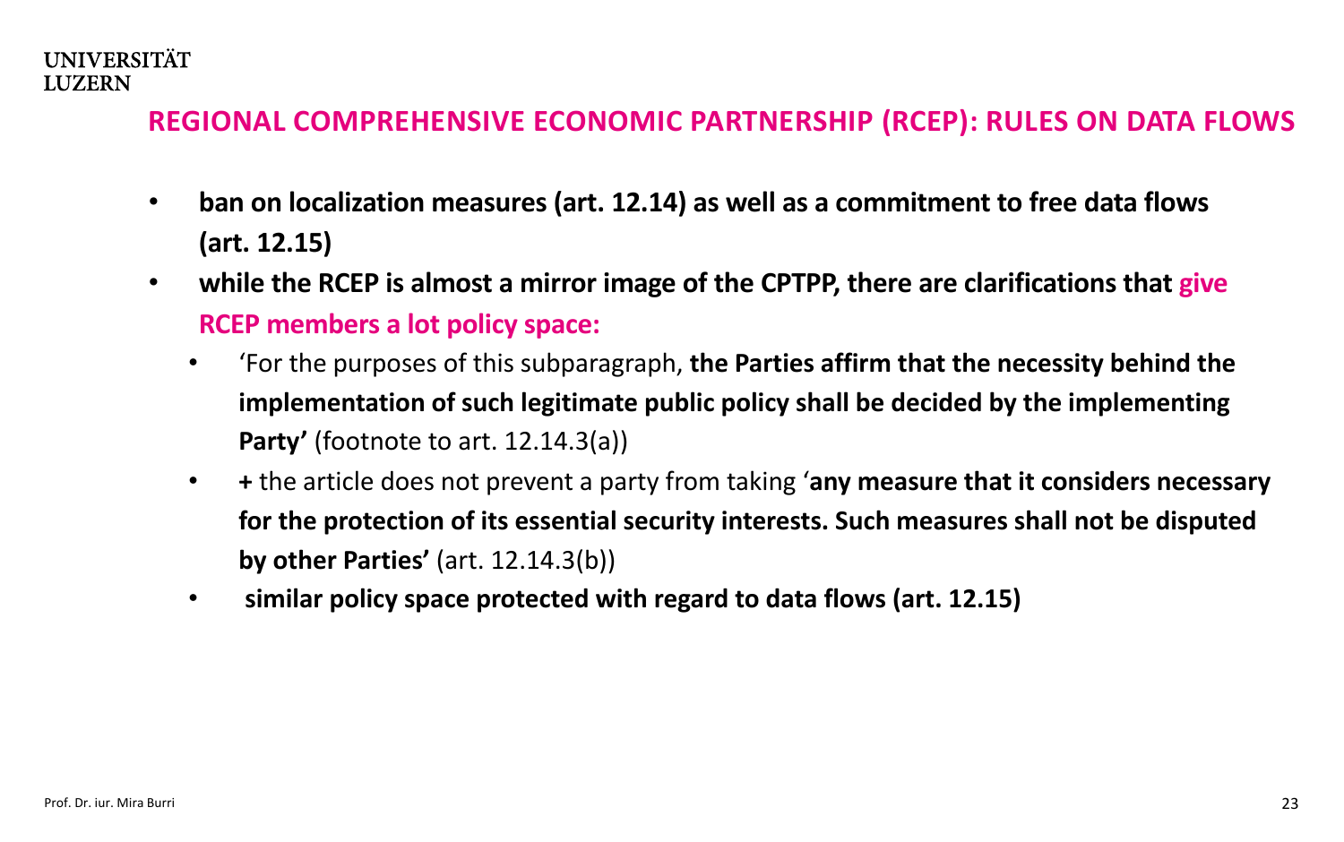## REGIONAL COMPREHENSIVE ECONOMIC PARTNERSHIP (RCEP): RULES ON DATA FLOWS

- **ban on localization measures (art. 12.14) as well as a commitment to free data flows (art. 12.15)**
- **while the RCEP is almost a mirror image of the CPTPP, there are clarifications that give RCEP members a lot policy space:**
  - 'For the purposes of this subparagraph, **the Parties affirm that the necessity behind the implementation of such legitimate public policy shall be decided by the implementing Party'** (footnote to art. 12.14.3(a))
  - **+** the article does not prevent a party from taking '**any measure that it considers necessary for the protection of its essential security interests. Such measures shall not be disputed by other Parties'** (art. 12.14.3(b))
  - **similar policy space protected with regard to data flows (art. 12.15)**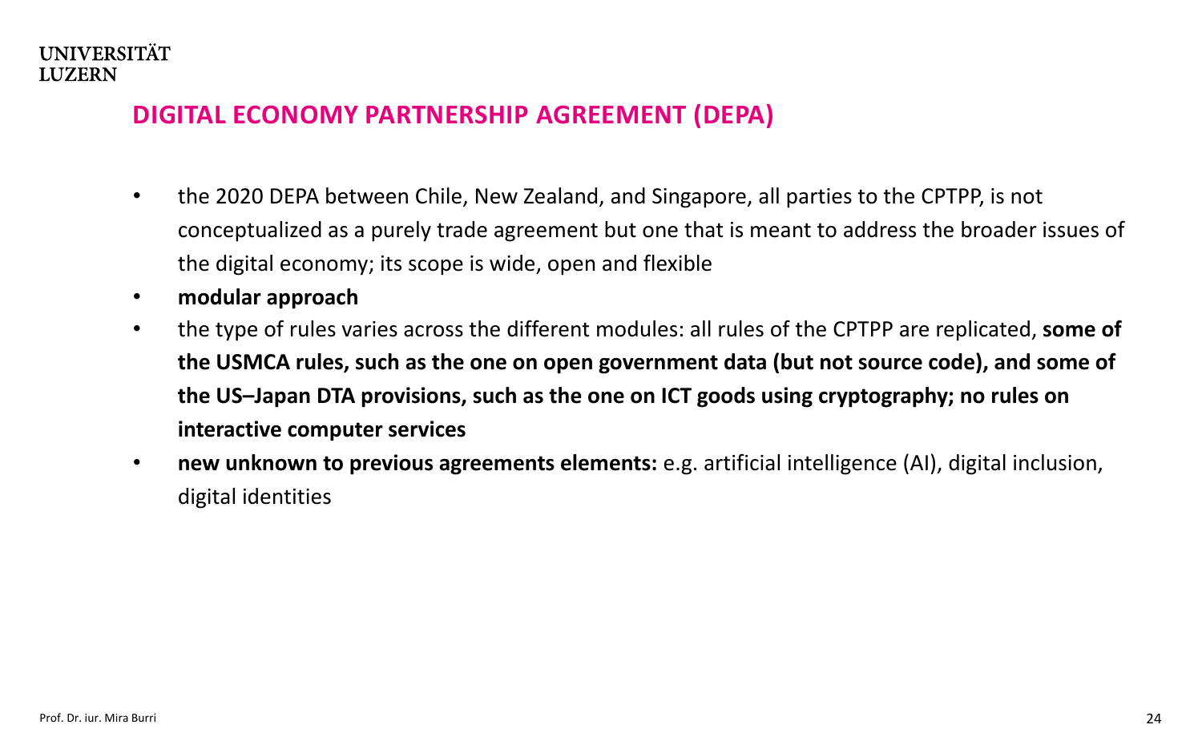## DIGITAL ECONOMY PARTNERSHIP AGREEMENT (DEPA)

- the 2020 DEPA between Chile, New Zealand, and Singapore, all parties to the CPTPP, is not conceptualized as a purely trade agreement but one that is meant to address the broader issues of the digital economy; its scope is wide, open and flexible
- **modular approach**
- the type of rules varies across the different modules: all rules of the CPTPP are replicated, **some of the USMCA rules, such as the one on open government data (but not source code), and some of the US–Japan DTA provisions, such as the one on ICT goods using cryptography; no rules on interactive computer services**
- **new unknown to previous agreements elements:** e.g. artificial intelligence (AI), digital inclusion, digital identities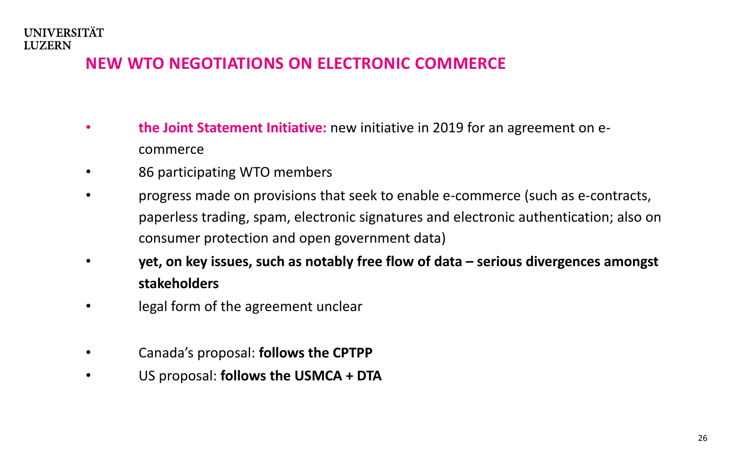## NEW WTO NEGOTIATIONS ON ELECTRONIC COMMERCE

- **the Joint Statement Initiative:** new initiative in 2019 for an agreement on e-commerce
- 86 participating WTO members
- progress made on provisions that seek to enable e-commerce (such as e-contracts, paperless trading, spam, electronic signatures and electronic authentication; also on consumer protection and open government data)
- **yet, on key issues, such as notably free flow of data – serious divergences amongst stakeholders**
- legal form of the agreement unclear

- Canada's proposal: **follows the CPTPP**
- US proposal: **follows the USMCA + DTA**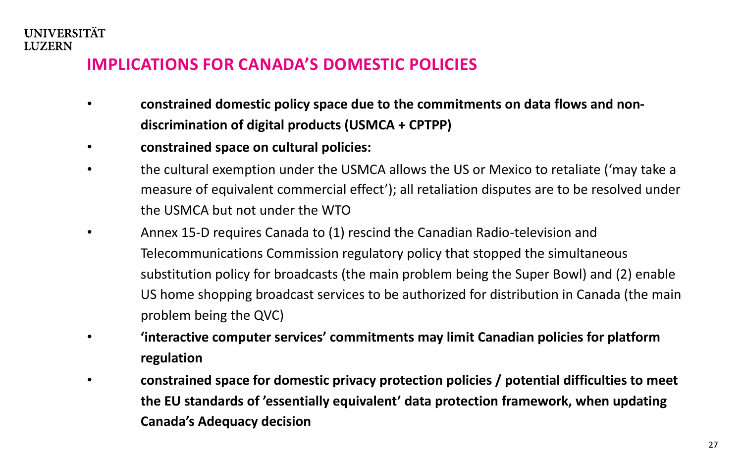UNIVERSITÄT
LUZERN

## IMPLICATIONS FOR CANADA'S DOMESTIC POLICIES

- **constrained domestic policy space due to the commitments on data flows and non-discrimination of digital products (USMCA + CPTPP)**
- **constrained space on cultural policies:**
- the cultural exemption under the USMCA allows the US or Mexico to retaliate ('may take a measure of equivalent commercial effect'); all retaliation disputes are to be resolved under the USMCA but not under the WTO
- Annex 15-D requires Canada to (1) rescind the Canadian Radio-television and Telecommunications Commission regulatory policy that stopped the simultaneous substitution policy for broadcasts (the main problem being the Super Bowl) and (2) enable US home shopping broadcast services to be authorized for distribution in Canada (the main problem being the QVC)
- **'interactive computer services' commitments may limit Canadian policies for platform regulation**
- **constrained space for domestic privacy protection policies / potential difficulties to meet the EU standards of 'essentially equivalent' data protection framework, when updating Canada's Adequacy decision**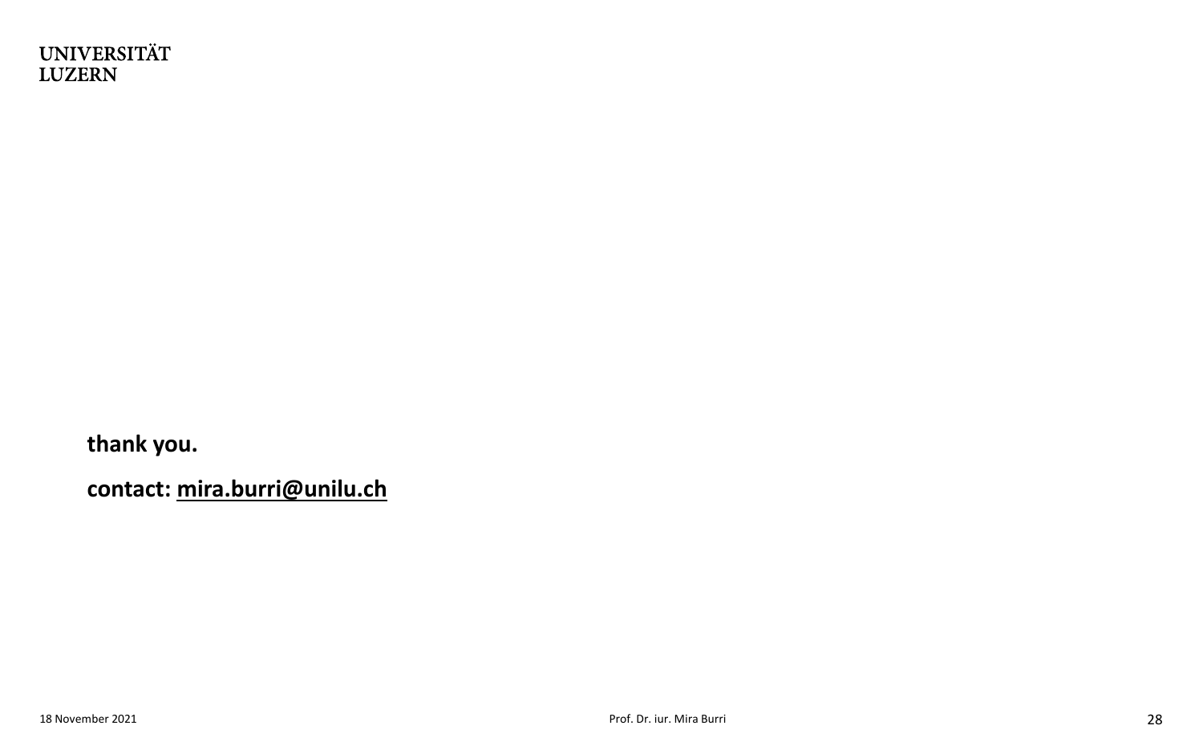UNIVERSITÄT
LUZERN

**thank you.**

**contact: mira.burri@unilu.ch**